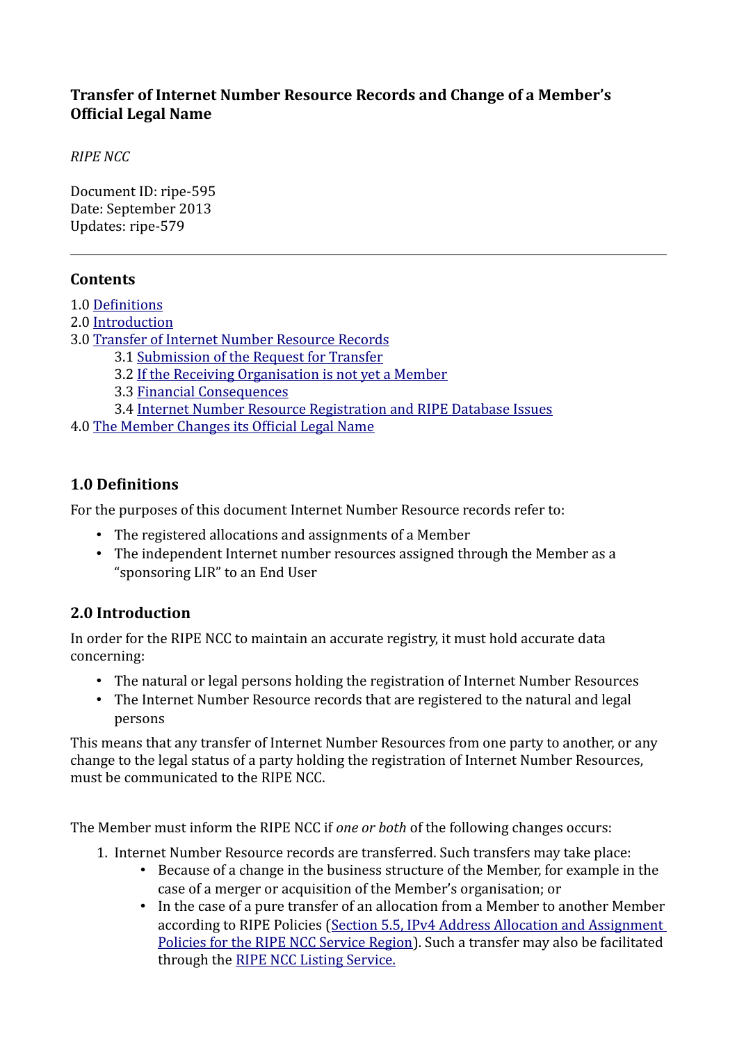# Transfer of Internet Number Resource Records and Change of a Member's Official Legal Name

*RIPE NCC*

Document ID: ripe-595
Date: September 2013
Updates: ripe-579

---

## Contents

1.0 Definitions
2.0 Introduction
3.0 Transfer of Internet Number Resource Records
- 3.1 Submission of the Request for Transfer
- 3.2 If the Receiving Organisation is not yet a Member
- 3.3 Financial Consequences
- 3.4 Internet Number Resource Registration and RIPE Database Issues

4.0 The Member Changes its Official Legal Name

## 1.0 Definitions

For the purposes of this document Internet Number Resource records refer to:

- The registered allocations and assignments of a Member
- The independent Internet number resources assigned through the Member as a "sponsoring LIR" to an End User

## 2.0 Introduction

In order for the RIPE NCC to maintain an accurate registry, it must hold accurate data concerning:

- The natural or legal persons holding the registration of Internet Number Resources
- The Internet Number Resource records that are registered to the natural and legal persons

This means that any transfer of Internet Number Resources from one party to another, or any change to the legal status of a party holding the registration of Internet Number Resources, must be communicated to the RIPE NCC.

The Member must inform the RIPE NCC if *one or both* of the following changes occurs:

1. Internet Number Resource records are transferred. Such transfers may take place:
   - Because of a change in the business structure of the Member, for example in the case of a merger or acquisition of the Member's organisation; or
   - In the case of a pure transfer of an allocation from a Member to another Member according to RIPE Policies (Section 5.5, IPv4 Address Allocation and Assignment Policies for the RIPE NCC Service Region). Such a transfer may also be facilitated through the RIPE NCC Listing Service.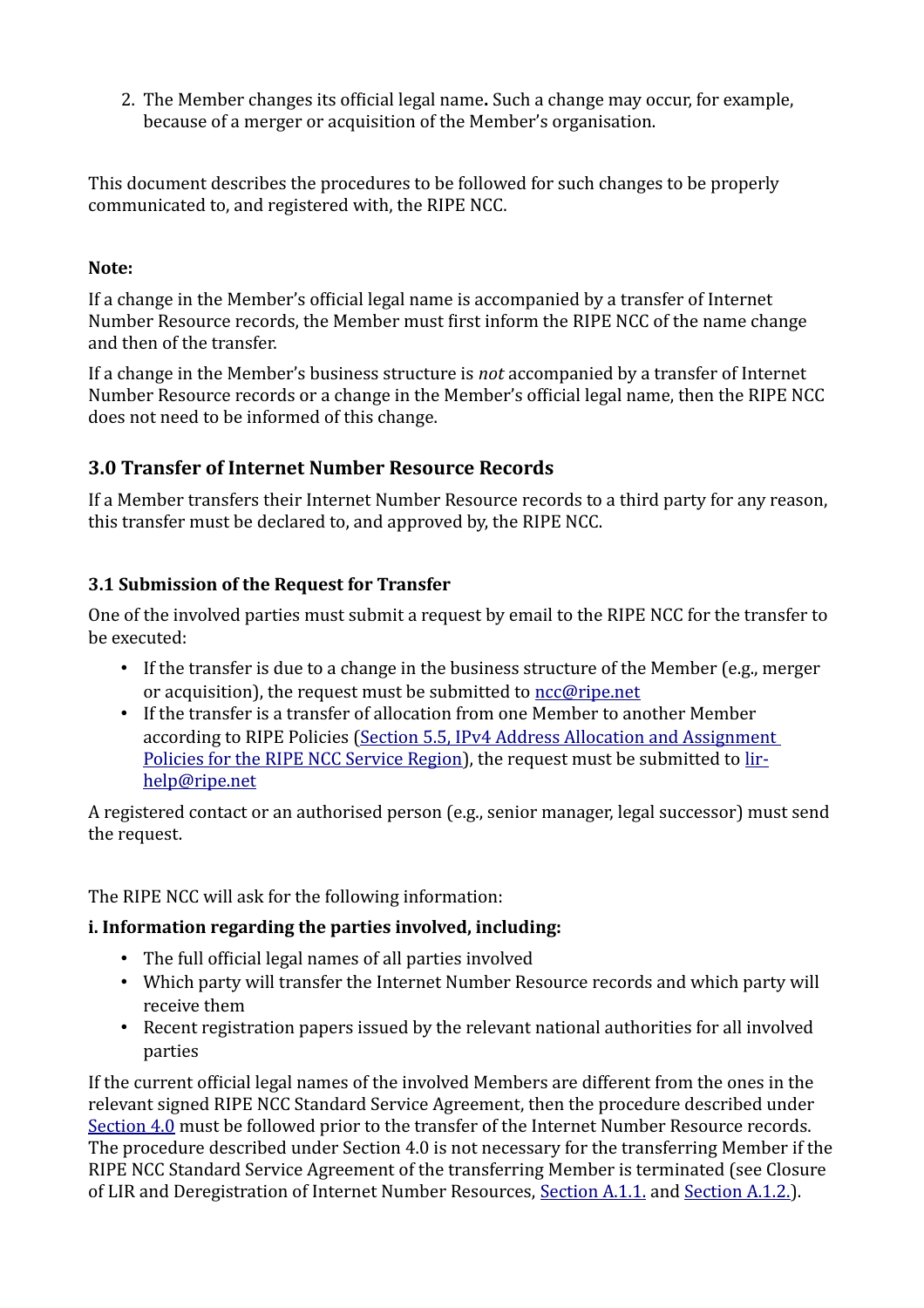2. The Member changes its official legal name. Such a change may occur, for example, because of a merger or acquisition of the Member's organisation.

This document describes the procedures to be followed for such changes to be properly communicated to, and registered with, the RIPE NCC.

**Note:**

If a change in the Member's official legal name is accompanied by a transfer of Internet Number Resource records, the Member must first inform the RIPE NCC of the name change and then of the transfer.

If a change in the Member's business structure is *not* accompanied by a transfer of Internet Number Resource records or a change in the Member's official legal name, then the RIPE NCC does not need to be informed of this change.

## 3.0 Transfer of Internet Number Resource Records

If a Member transfers their Internet Number Resource records to a third party for any reason, this transfer must be declared to, and approved by, the RIPE NCC.

### 3.1 Submission of the Request for Transfer

One of the involved parties must submit a request by email to the RIPE NCC for the transfer to be executed:

- If the transfer is due to a change in the business structure of the Member (e.g., merger or acquisition), the request must be submitted to ncc@ripe.net
- If the transfer is a transfer of allocation from one Member to another Member according to RIPE Policies (Section 5.5, IPv4 Address Allocation and Assignment Policies for the RIPE NCC Service Region), the request must be submitted to lir-help@ripe.net

A registered contact or an authorised person (e.g., senior manager, legal successor) must send the request.

The RIPE NCC will ask for the following information:

**i. Information regarding the parties involved, including:**

- The full official legal names of all parties involved
- Which party will transfer the Internet Number Resource records and which party will receive them
- Recent registration papers issued by the relevant national authorities for all involved parties

If the current official legal names of the involved Members are different from the ones in the relevant signed RIPE NCC Standard Service Agreement, then the procedure described under Section 4.0 must be followed prior to the transfer of the Internet Number Resource records. The procedure described under Section 4.0 is not necessary for the transferring Member if the RIPE NCC Standard Service Agreement of the transferring Member is terminated (see Closure of LIR and Deregistration of Internet Number Resources, Section A.1.1. and Section A.1.2.).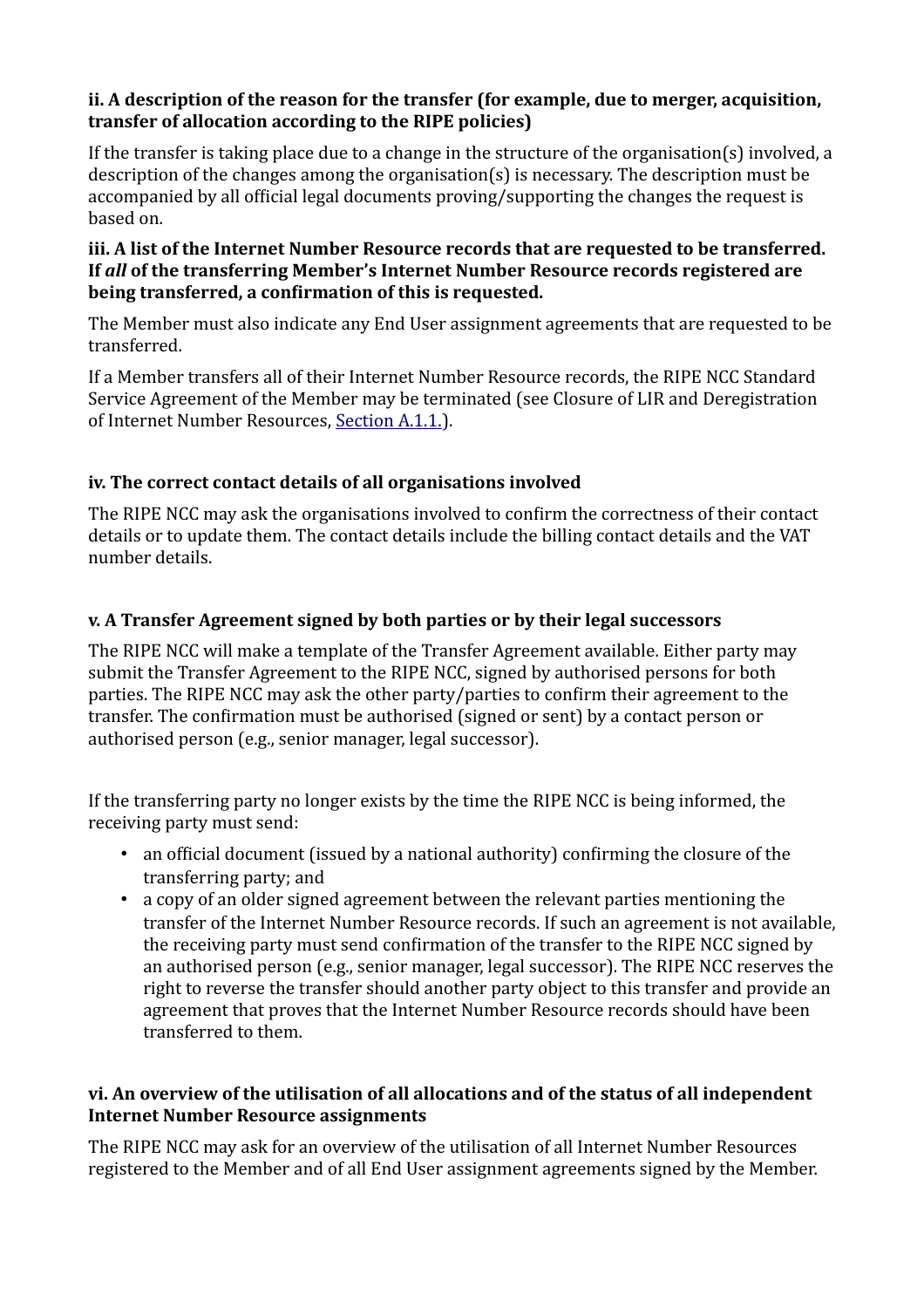**ii. A description of the reason for the transfer (for example, due to merger, acquisition, transfer of allocation according to the RIPE policies)**

If the transfer is taking place due to a change in the structure of the organisation(s) involved, a description of the changes among the organisation(s) is necessary. The description must be accompanied by all official legal documents proving/supporting the changes the request is based on.

**iii. A list of the Internet Number Resource records that are requested to be transferred. If *all* of the transferring Member's Internet Number Resource records registered are being transferred, a confirmation of this is requested.**

The Member must also indicate any End User assignment agreements that are requested to be transferred.

If a Member transfers all of their Internet Number Resource records, the RIPE NCC Standard Service Agreement of the Member may be terminated (see Closure of LIR and Deregistration of Internet Number Resources, Section A.1.1.).

**iv. The correct contact details of all organisations involved**

The RIPE NCC may ask the organisations involved to confirm the correctness of their contact details or to update them. The contact details include the billing contact details and the VAT number details.

**v. A Transfer Agreement signed by both parties or by their legal successors**

The RIPE NCC will make a template of the Transfer Agreement available. Either party may submit the Transfer Agreement to the RIPE NCC, signed by authorised persons for both parties. The RIPE NCC may ask the other party/parties to confirm their agreement to the transfer. The confirmation must be authorised (signed or sent) by a contact person or authorised person (e.g., senior manager, legal successor).

If the transferring party no longer exists by the time the RIPE NCC is being informed, the receiving party must send:

- an official document (issued by a national authority) confirming the closure of the transferring party; and
- a copy of an older signed agreement between the relevant parties mentioning the transfer of the Internet Number Resource records. If such an agreement is not available, the receiving party must send confirmation of the transfer to the RIPE NCC signed by an authorised person (e.g., senior manager, legal successor). The RIPE NCC reserves the right to reverse the transfer should another party object to this transfer and provide an agreement that proves that the Internet Number Resource records should have been transferred to them.

**vi. An overview of the utilisation of all allocations and of the status of all independent Internet Number Resource assignments**

The RIPE NCC may ask for an overview of the utilisation of all Internet Number Resources registered to the Member and of all End User assignment agreements signed by the Member.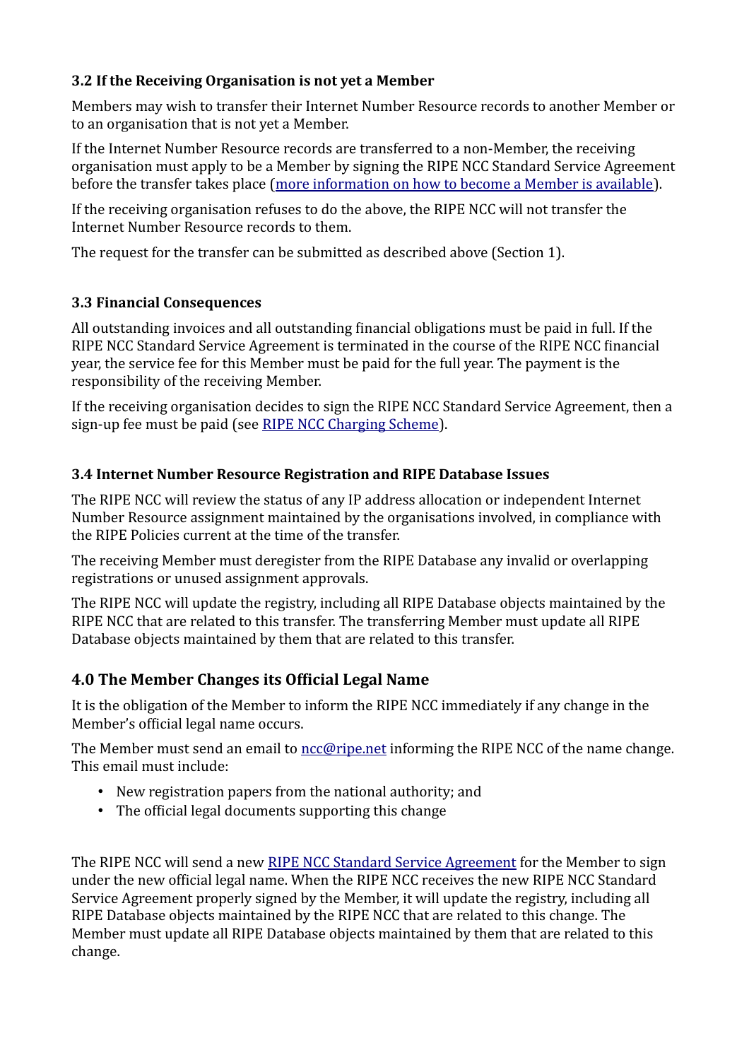### 3.2 If the Receiving Organisation is not yet a Member

Members may wish to transfer their Internet Number Resource records to another Member or to an organisation that is not yet a Member.

If the Internet Number Resource records are transferred to a non-Member, the receiving organisation must apply to be a Member by signing the RIPE NCC Standard Service Agreement before the transfer takes place (more information on how to become a Member is available).

If the receiving organisation refuses to do the above, the RIPE NCC will not transfer the Internet Number Resource records to them.

The request for the transfer can be submitted as described above (Section 1).

### 3.3 Financial Consequences

All outstanding invoices and all outstanding financial obligations must be paid in full. If the RIPE NCC Standard Service Agreement is terminated in the course of the RIPE NCC financial year, the service fee for this Member must be paid for the full year. The payment is the responsibility of the receiving Member.

If the receiving organisation decides to sign the RIPE NCC Standard Service Agreement, then a sign-up fee must be paid (see RIPE NCC Charging Scheme).

### 3.4 Internet Number Resource Registration and RIPE Database Issues

The RIPE NCC will review the status of any IP address allocation or independent Internet Number Resource assignment maintained by the organisations involved, in compliance with the RIPE Policies current at the time of the transfer.

The receiving Member must deregister from the RIPE Database any invalid or overlapping registrations or unused assignment approvals.

The RIPE NCC will update the registry, including all RIPE Database objects maintained by the RIPE NCC that are related to this transfer. The transferring Member must update all RIPE Database objects maintained by them that are related to this transfer.

## 4.0 The Member Changes its Official Legal Name

It is the obligation of the Member to inform the RIPE NCC immediately if any change in the Member's official legal name occurs.

The Member must send an email to ncc@ripe.net informing the RIPE NCC of the name change. This email must include:

- New registration papers from the national authority; and
- The official legal documents supporting this change

The RIPE NCC will send a new RIPE NCC Standard Service Agreement for the Member to sign under the new official legal name. When the RIPE NCC receives the new RIPE NCC Standard Service Agreement properly signed by the Member, it will update the registry, including all RIPE Database objects maintained by the RIPE NCC that are related to this change. The Member must update all RIPE Database objects maintained by them that are related to this change.